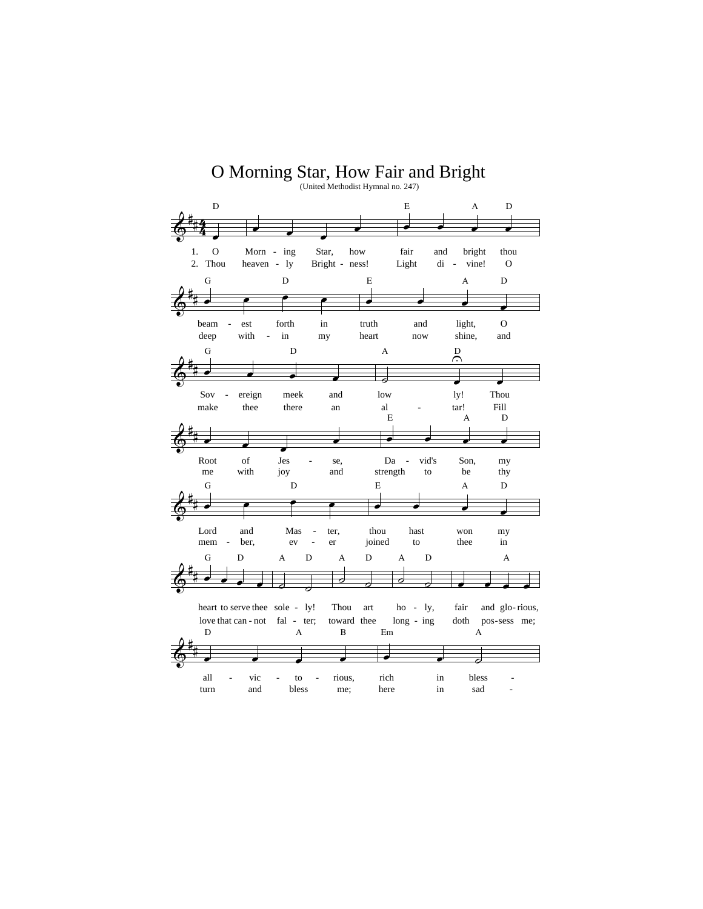# O Morning Star, How Fair and Bright

(United Methodist Hymnal no. 247)

1. O Morn - ing Star, how fair and bright thou beam - est forth in truth and light, O Sov - ereign meek and low ly! Thou Root of Jes - se, Da - vid's Son, my Lord and Mas - ter, thou hast won my heart to serve thee sole - ly! Thou art ho - ly, fair and glo - rious, all - vic - to - rious, rich in bless -

2. Thou heaven - ly Bright - ness! Light di - vine! O deep with - in my heart now shine, and make thee there an al - tar! Fill me with joy and strength to be thy mem - ber, ev - er joined to thee in love that can - not fal - ter; toward thee long - ing doth pos-sess me; turn and bless me; here in sad -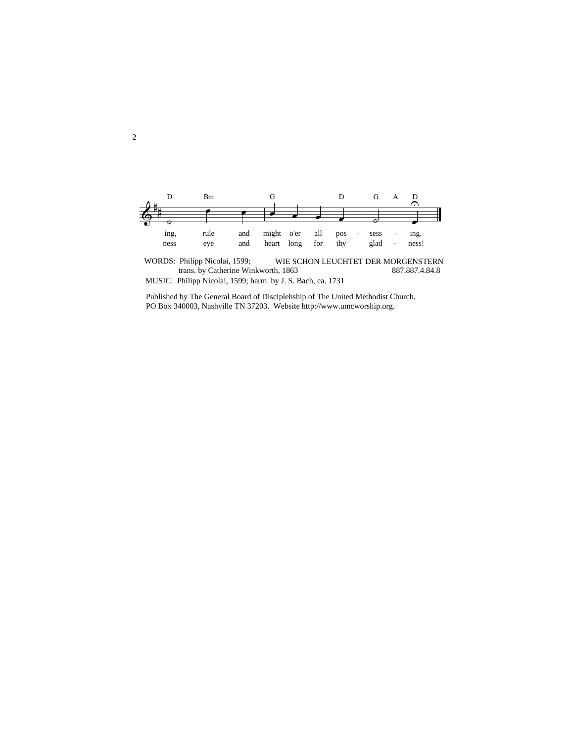D Bm G D G A D

ing, rule and might o'er all pos - sess - ing.
ness eye and heart long for thy glad - ness!

WORDS: Philipp Nicolai, 1599;
trans. by Catherine Winkworth, 1863

WIE SCHON LEUCHTET DER MORGENSTERN
887.887.4.84.8

MUSIC: Philipp Nicolai, 1599; harm. by J. S. Bach, ca. 1731

Published by The General Board of Disciplehship of The United Methodist Church, PO Box 340003, Nashville TN 37203. Website http://www.umcworship.org.